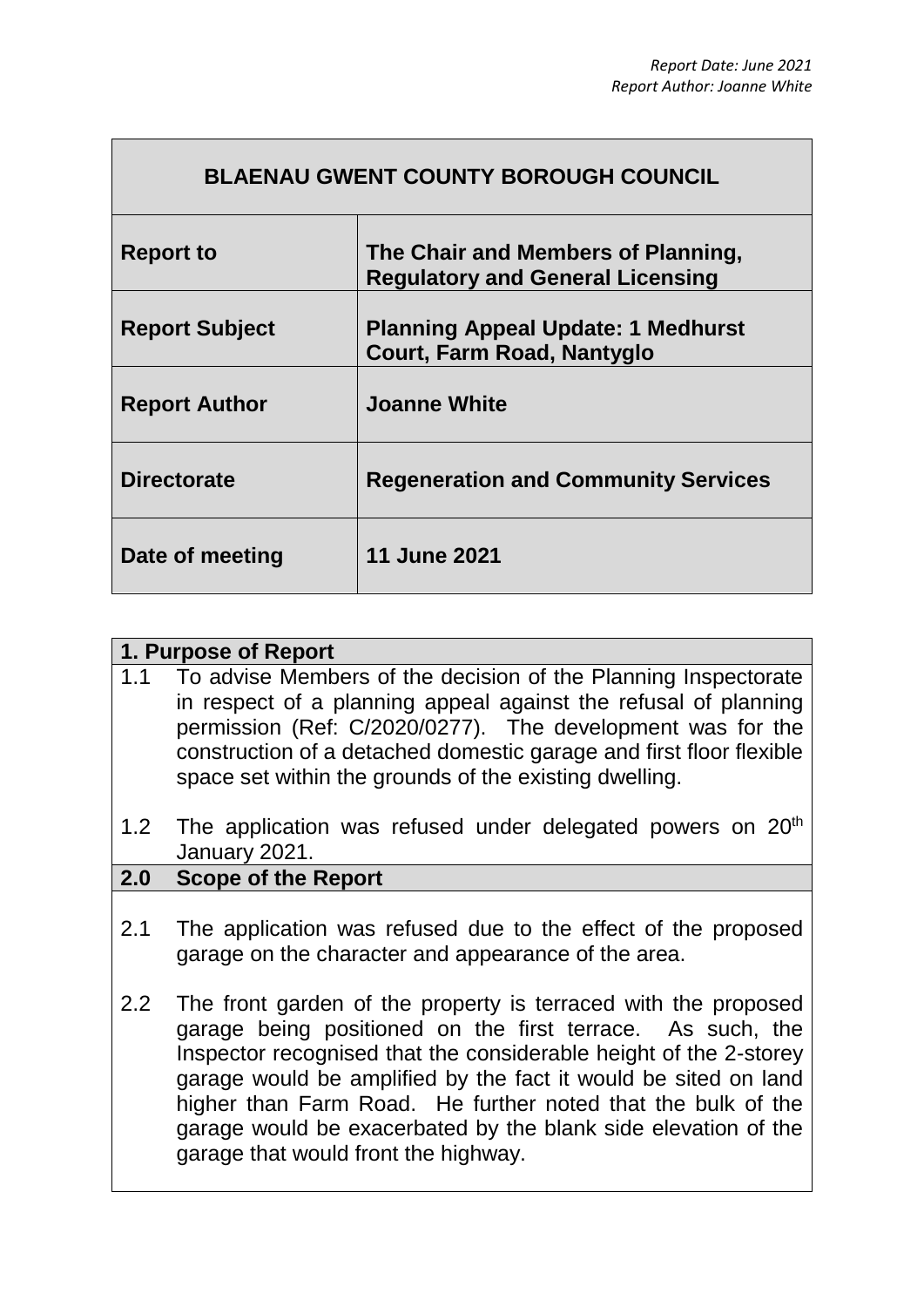*Report Date: June 2021*
*Report Author: Joanne White*

| **BLAENAU GWENT COUNTY BOROUGH COUNCIL** | |
|---|---|
| **Report to** | **The Chair and Members of Planning, Regulatory and General Licensing** |
| **Report Subject** | **Planning Appeal Update: 1 Medhurst Court, Farm Road, Nantyglo** |
| **Report Author** | **Joanne White** |
| **Directorate** | **Regeneration and Community Services** |
| **Date of meeting** | **11 June 2021** |

## 1. Purpose of Report

1.1 To advise Members of the decision of the Planning Inspectorate in respect of a planning appeal against the refusal of planning permission (Ref: C/2020/0277). The development was for the construction of a detached domestic garage and first floor flexible space set within the grounds of the existing dwelling.

1.2 The application was refused under delegated powers on 20th January 2021.

## 2.0 Scope of the Report

2.1 The application was refused due to the effect of the proposed garage on the character and appearance of the area.

2.2 The front garden of the property is terraced with the proposed garage being positioned on the first terrace. As such, the Inspector recognised that the considerable height of the 2-storey garage would be amplified by the fact it would be sited on land higher than Farm Road. He further noted that the bulk of the garage would be exacerbated by the blank side elevation of the garage that would front the highway.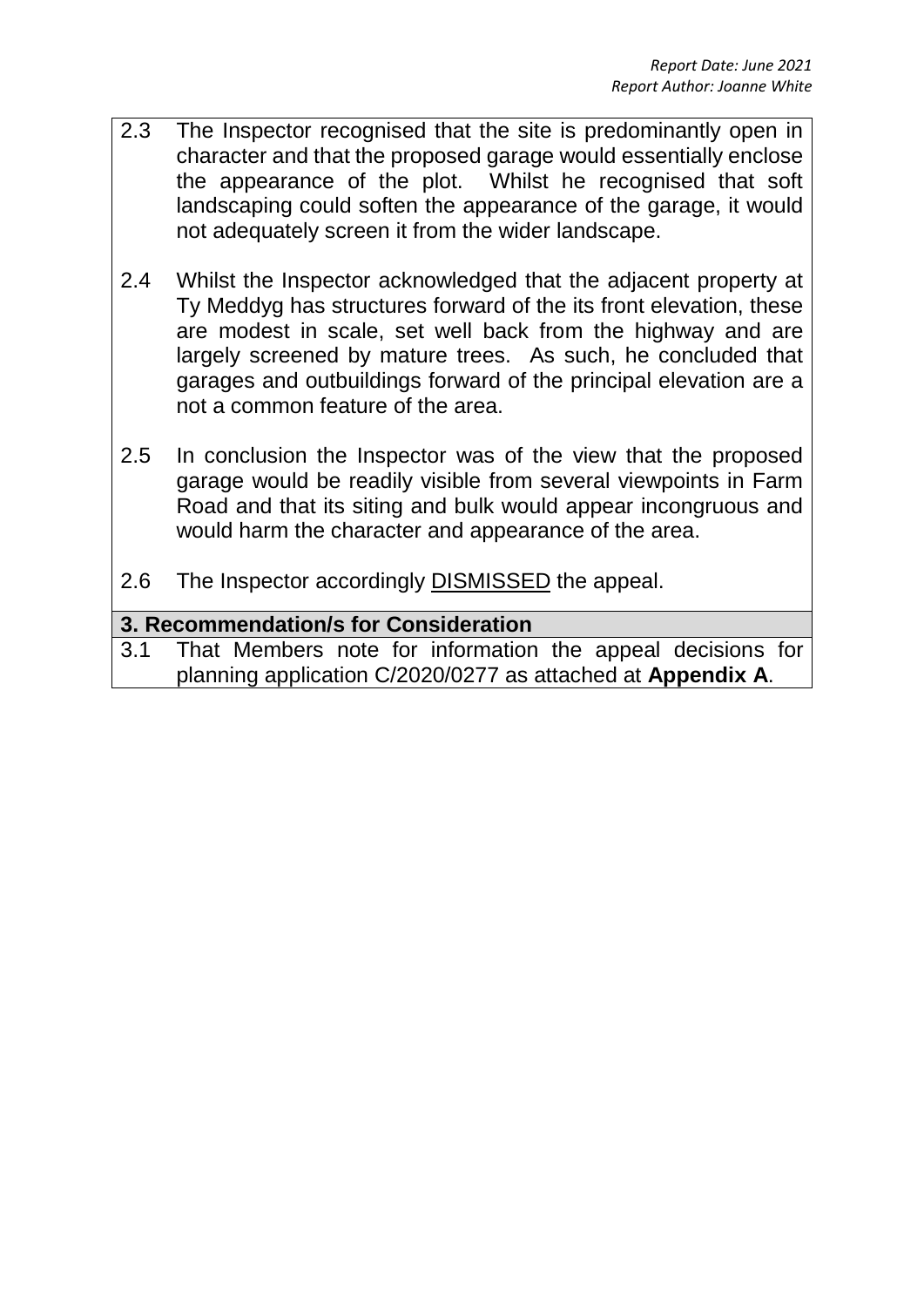2.3 The Inspector recognised that the site is predominantly open in character and that the proposed garage would essentially enclose the appearance of the plot. Whilst he recognised that soft landscaping could soften the appearance of the garage, it would not adequately screen it from the wider landscape.

2.4 Whilst the Inspector acknowledged that the adjacent property at Ty Meddyg has structures forward of the its front elevation, these are modest in scale, set well back from the highway and are largely screened by mature trees. As such, he concluded that garages and outbuildings forward of the principal elevation are a not a common feature of the area.

2.5 In conclusion the Inspector was of the view that the proposed garage would be readily visible from several viewpoints in Farm Road and that its siting and bulk would appear incongruous and would harm the character and appearance of the area.

2.6 The Inspector accordingly DISMISSED the appeal.

## 3. Recommendation/s for Consideration

3.1 That Members note for information the appeal decisions for planning application C/2020/0277 as attached at **Appendix A**.